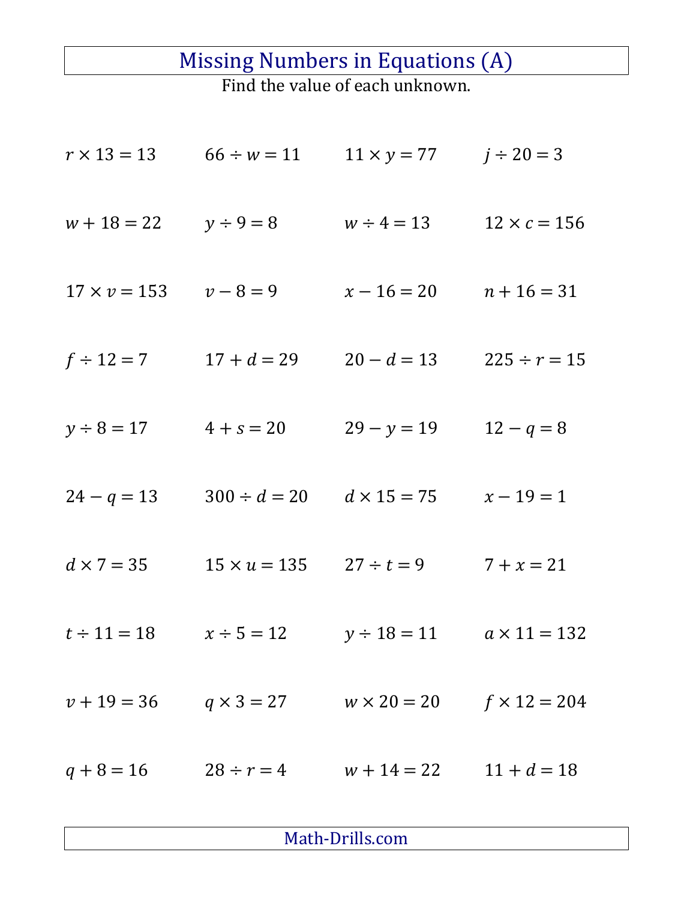# Missing Numbers in Equations (A)

Find the value of each unknown.

| | | | |
|---|---|---|---|
| $r \times 13 = 13$ | $66 \div w = 11$ | $11 \times y = 77$ | $j \div 20 = 3$ |
| $w + 18 = 22$ | $y \div 9 = 8$ | $w \div 4 = 13$ | $12 \times c = 156$ |
| $17 \times v = 153$ | $v - 8 = 9$ | $x - 16 = 20$ | $n + 16 = 31$ |
| $f \div 12 = 7$ | $17 + d = 29$ | $20 - d = 13$ | $225 \div r = 15$ |
| $y \div 8 = 17$ | $4 + s = 20$ | $29 - y = 19$ | $12 - q = 8$ |
| $24 - q = 13$ | $300 \div d = 20$ | $d \times 15 = 75$ | $x - 19 = 1$ |
| $d \times 7 = 35$ | $15 \times u = 135$ | $27 \div t = 9$ | $7 + x = 21$ |
| $t \div 11 = 18$ | $x \div 5 = 12$ | $y \div 18 = 11$ | $a \times 11 = 132$ |
| $v + 19 = 36$ | $q \times 3 = 27$ | $w \times 20 = 20$ | $f \times 12 = 204$ |
| $q + 8 = 16$ | $28 \div r = 4$ | $w + 14 = 22$ | $11 + d = 18$ |

Math-Drills.com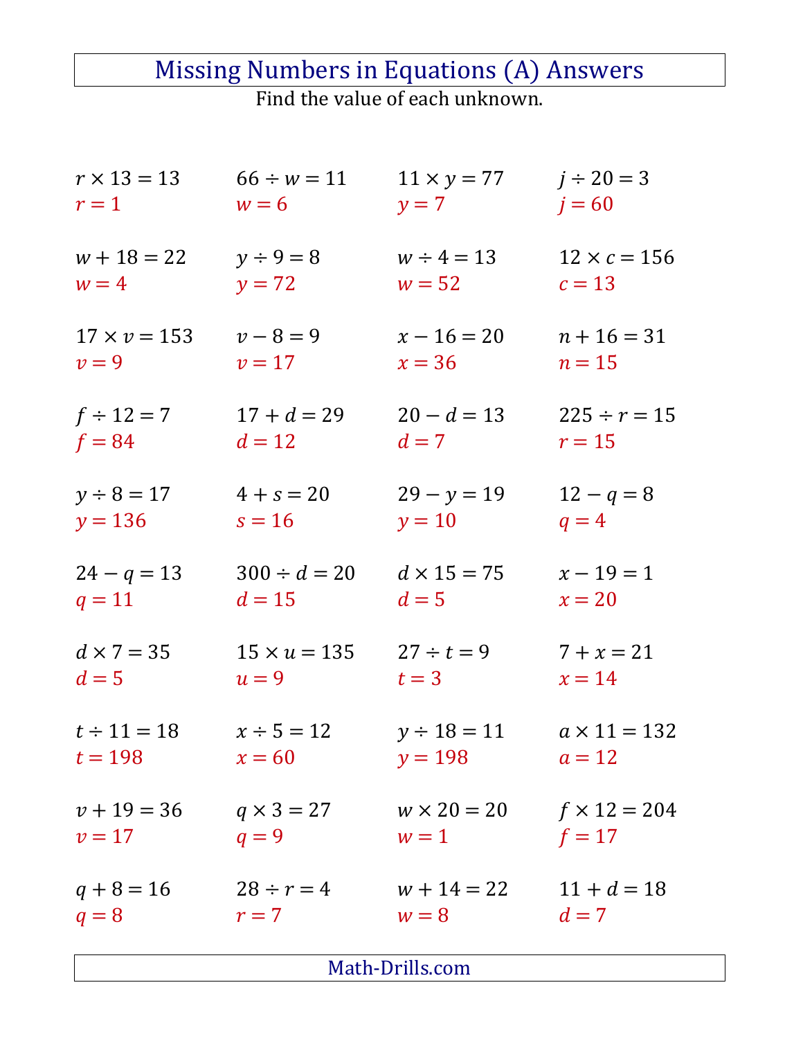# Missing Numbers in Equations (A) Answers

Find the value of each unknown.

$r \times 13 = 13$
$r = 1$

$66 \div w = 11$
$w = 6$

$11 \times y = 77$
$y = 7$

$j \div 20 = 3$
$j = 60$

$w + 18 = 22$
$w = 4$

$y \div 9 = 8$
$y = 72$

$w \div 4 = 13$
$w = 52$

$12 \times c = 156$
$c = 13$

$17 \times v = 153$
$v = 9$

$v - 8 = 9$
$v = 17$

$x - 16 = 20$
$x = 36$

$n + 16 = 31$
$n = 15$

$f \div 12 = 7$
$f = 84$

$17 + d = 29$
$d = 12$

$20 - d = 13$
$d = 7$

$225 \div r = 15$
$r = 15$

$y \div 8 = 17$
$y = 136$

$4 + s = 20$
$s = 16$

$29 - y = 19$
$y = 10$

$12 - q = 8$
$q = 4$

$24 - q = 13$
$q = 11$

$300 \div d = 20$
$d = 15$

$d \times 15 = 75$
$d = 5$

$x - 19 = 1$
$x = 20$

$d \times 7 = 35$
$d = 5$

$15 \times u = 135$
$u = 9$

$27 \div t = 9$
$t = 3$

$7 + x = 21$
$x = 14$

$t \div 11 = 18$
$t = 198$

$x \div 5 = 12$
$x = 60$

$y \div 18 = 11$
$y = 198$

$a \times 11 = 132$
$a = 12$

$v + 19 = 36$
$v = 17$

$q \times 3 = 27$
$q = 9$

$w \times 20 = 20$
$w = 1$

$f \times 12 = 204$
$f = 17$

$q + 8 = 16$
$q = 8$

$28 \div r = 4$
$r = 7$

$w + 14 = 22$
$w = 8$

$11 + d = 18$
$d = 7$

Math-Drills.com